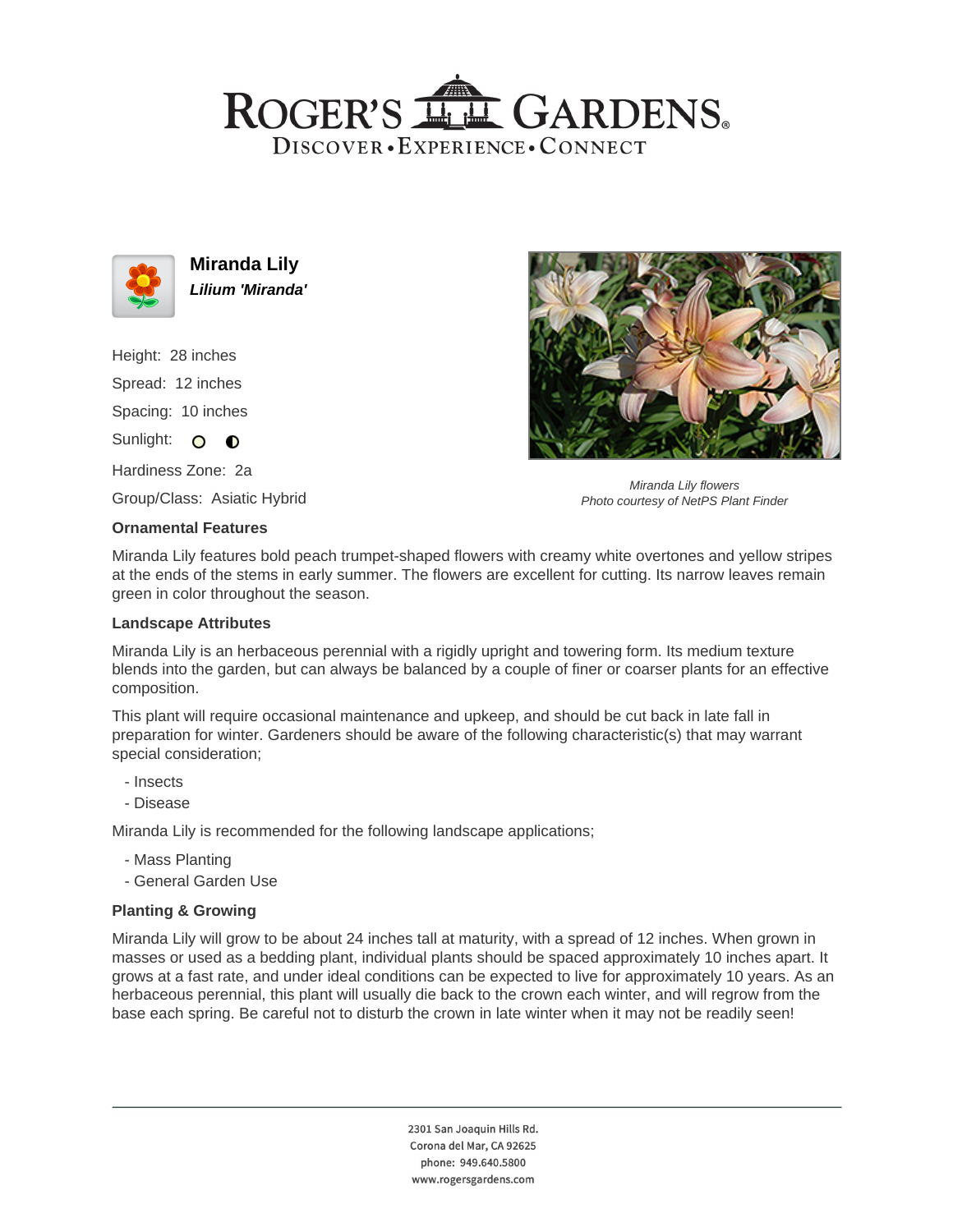# ROGER'S GARDENS

DISCOVER • EXPERIENCE • CONNECT

## Miranda Lily

***Lilium 'Miranda'***

Height: 28 inches

Spread: 12 inches

Spacing: 10 inches

Sunlight: ○ ◐

Hardiness Zone: 2a

Group/Class: Asiatic Hybrid

*Miranda Lily flowers*
*Photo courtesy of NetPS Plant Finder*

### Ornamental Features

Miranda Lily features bold peach trumpet-shaped flowers with creamy white overtones and yellow stripes at the ends of the stems in early summer. The flowers are excellent for cutting. Its narrow leaves remain green in color throughout the season.

### Landscape Attributes

Miranda Lily is an herbaceous perennial with a rigidly upright and towering form. Its medium texture blends into the garden, but can always be balanced by a couple of finer or coarser plants for an effective composition.

This plant will require occasional maintenance and upkeep, and should be cut back in late fall in preparation for winter. Gardeners should be aware of the following characteristic(s) that may warrant special consideration;

- Insects
- Disease

Miranda Lily is recommended for the following landscape applications;

- Mass Planting
- General Garden Use

### Planting & Growing

Miranda Lily will grow to be about 24 inches tall at maturity, with a spread of 12 inches. When grown in masses or used as a bedding plant, individual plants should be spaced approximately 10 inches apart. It grows at a fast rate, and under ideal conditions can be expected to live for approximately 10 years. As an herbaceous perennial, this plant will usually die back to the crown each winter, and will regrow from the base each spring. Be careful not to disturb the crown in late winter when it may not be readily seen!

2301 San Joaquin Hills Rd.
Corona del Mar, CA 92625
phone: 949.640.5800
www.rogersgardens.com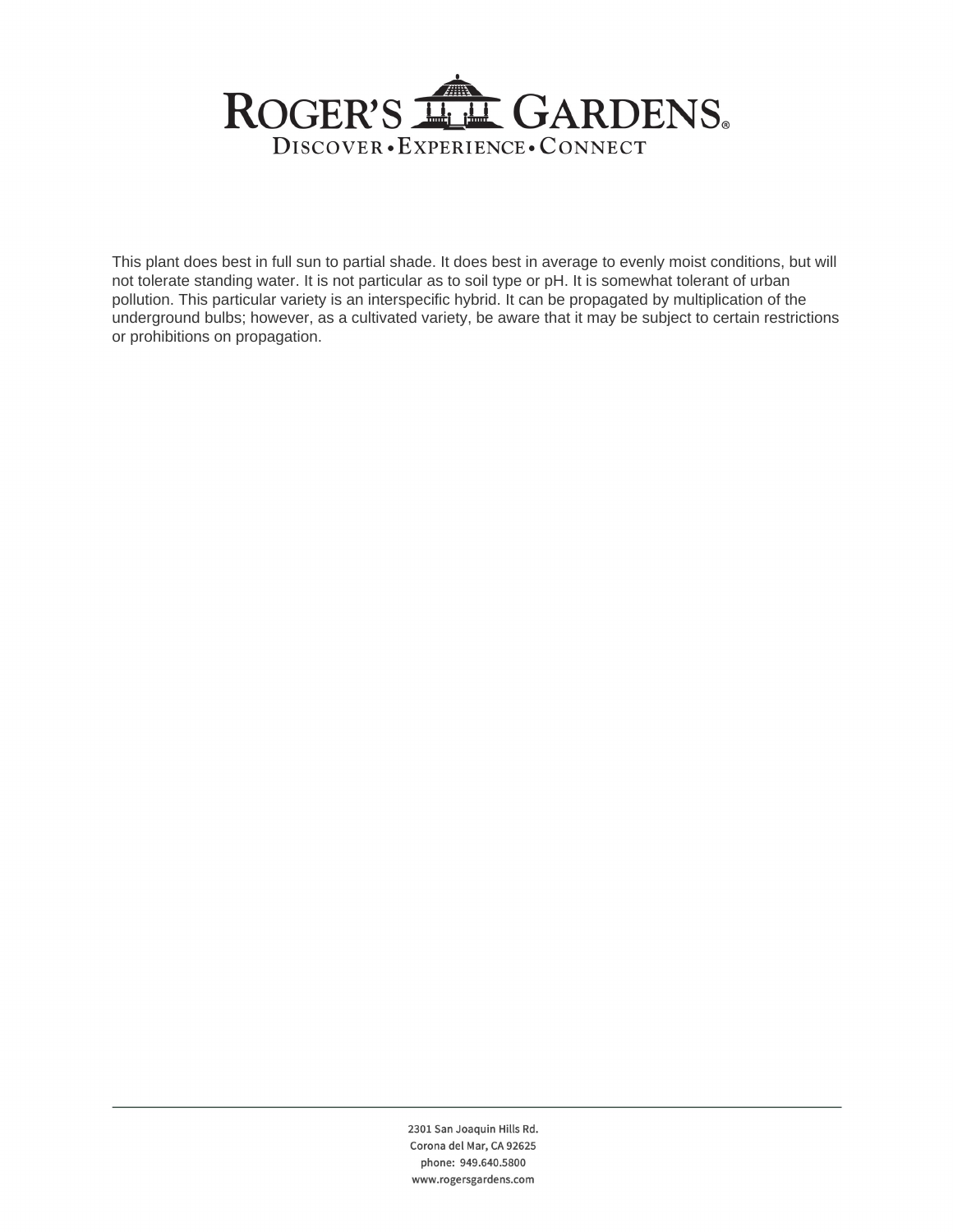This plant does best in full sun to partial shade. It does best in average to evenly moist conditions, but will not tolerate standing water. It is not particular as to soil type or pH. It is somewhat tolerant of urban pollution. This particular variety is an interspecific hybrid. It can be propagated by multiplication of the underground bulbs; however, as a cultivated variety, be aware that it may be subject to certain restrictions or prohibitions on propagation.